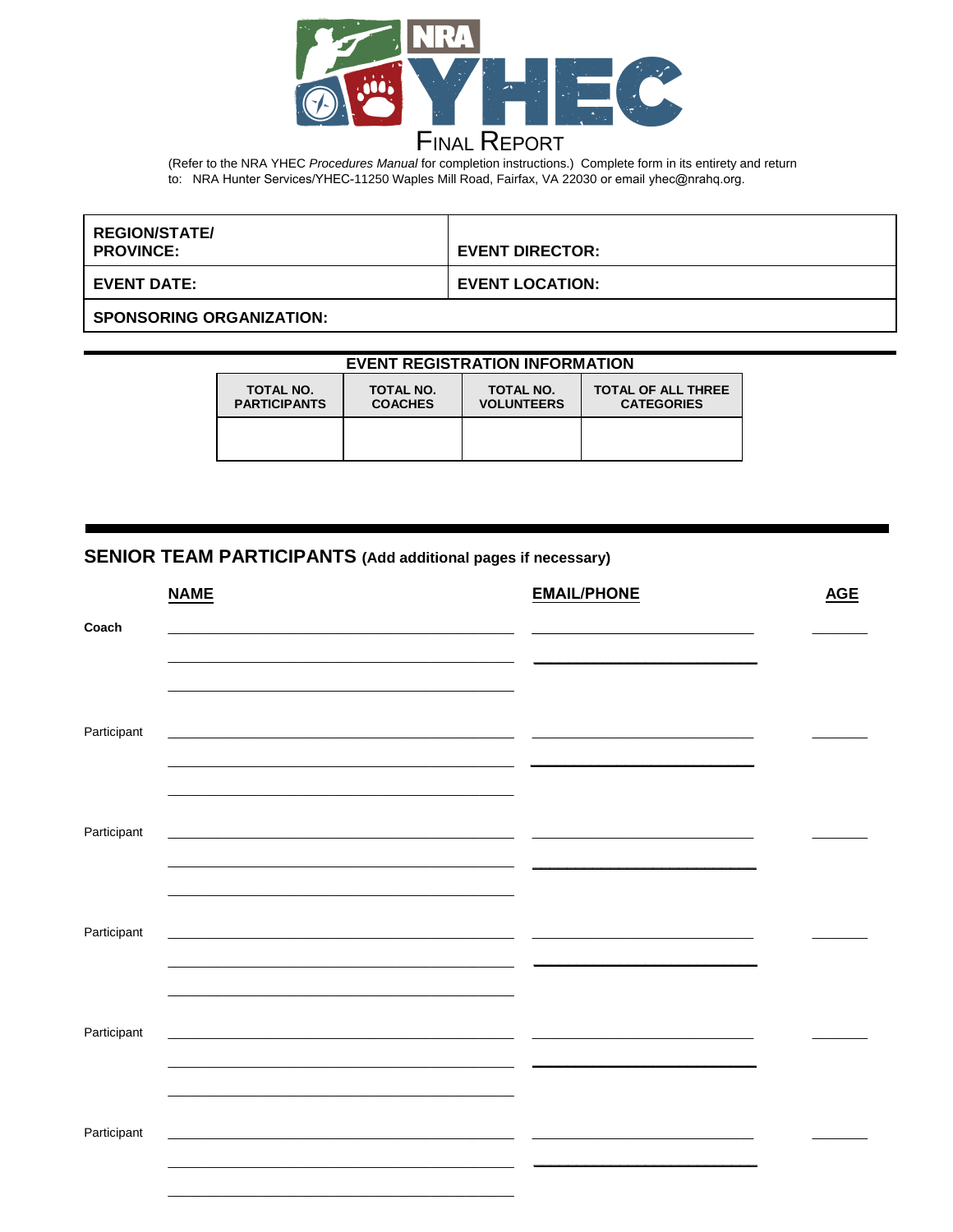# NRA YHEC

## FINAL REPORT

(Refer to the NRA YHEC *Procedures Manual* for completion instructions.) Complete form in its entirety and return to: NRA Hunter Services/YHEC-11250 Waples Mill Road, Fairfax, VA 22030 or email yhec@nrahq.org.

| REGION/STATE/ PROVINCE: | EVENT DIRECTOR: |
|---|---|
| **EVENT DATE:** | **EVENT LOCATION:** |
| **SPONSORING ORGANIZATION:** | |

### EVENT REGISTRATION INFORMATION

| TOTAL NO. PARTICIPANTS | TOTAL NO. COACHES | TOTAL NO. VOLUNTEERS | TOTAL OF ALL THREE CATEGORIES |
|---|---|---|---|
| | | | |

## SENIOR TEAM PARTICIPANTS (Add additional pages if necessary)

| | NAME | EMAIL/PHONE | AGE |
|---|---|---|---|
| **Coach** | ___________________________ | ___________________________ | _______ |
| | ___________________________ | ___________________________ | |
| | ___________________________ | | |
| Participant | ___________________________ | ___________________________ | _______ |
| | ___________________________ | ___________________________ | |
| | ___________________________ | | |
| Participant | ___________________________ | ___________________________ | _______ |
| | ___________________________ | ___________________________ | |
| | ___________________________ | | |
| Participant | ___________________________ | ___________________________ | _______ |
| | ___________________________ | ___________________________ | |
| | ___________________________ | | |
| Participant | ___________________________ | ___________________________ | _______ |
| | ___________________________ | ___________________________ | |
| | ___________________________ | | |
| Participant | ___________________________ | ___________________________ | _______ |
| | ___________________________ | ___________________________ | |
| | ___________________________ | | |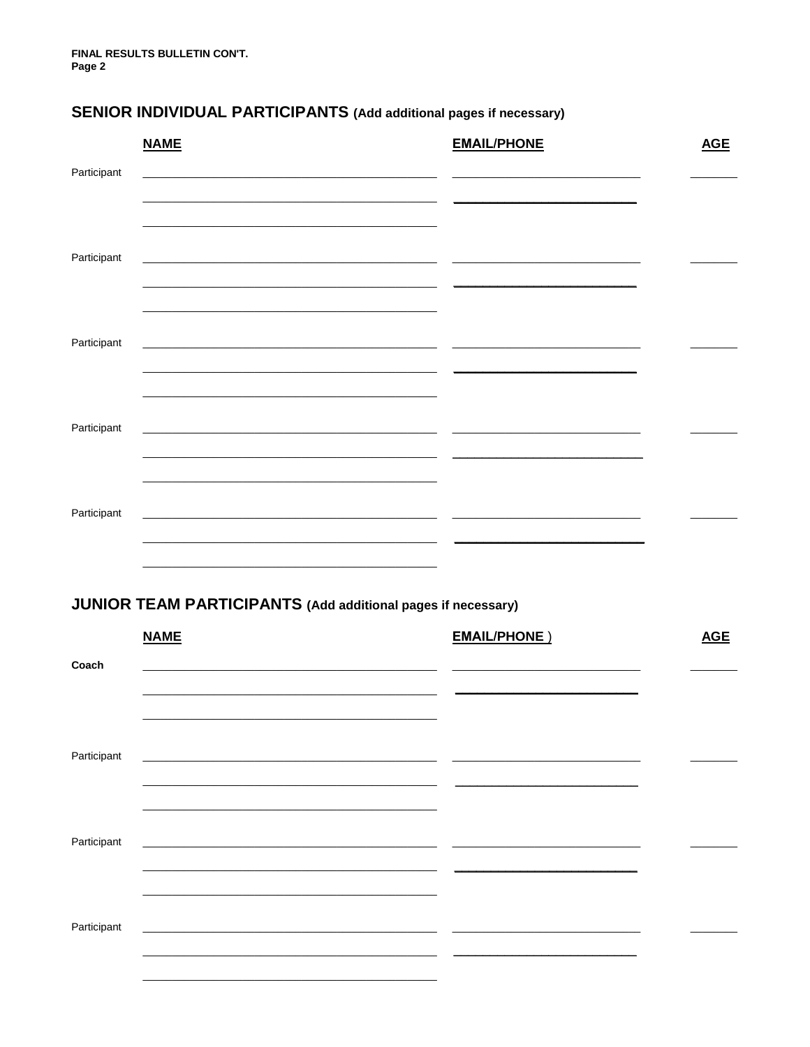**FINAL RESULTS BULLETIN CON'T.**
**Page 2**

## SENIOR INDIVIDUAL PARTICIPANTS (Add additional pages if necessary)

| | NAME | EMAIL/PHONE | AGE |
|---|---|---|---|
| Participant | ______________________ | ______________________ | ________ |
| | ______________________ | ______________________ | |
| | ______________________ | | |
| Participant | ______________________ | ______________________ | ________ |
| | ______________________ | ______________________ | |
| | ______________________ | | |
| Participant | ______________________ | ______________________ | ________ |
| | ______________________ | ______________________ | |
| | ______________________ | | |
| Participant | ______________________ | ______________________ | ________ |
| | ______________________ | ______________________ | |
| | ______________________ | | |
| Participant | ______________________ | ______________________ | ________ |
| | ______________________ | ______________________ | |
| | ______________________ | | |

## JUNIOR TEAM PARTICIPANTS (Add additional pages if necessary)

| | NAME | EMAIL/PHONE ) | AGE |
|---|---|---|---|
| **Coach** | ______________________ | ______________________ | ________ |
| | ______________________ | ______________________ | |
| | ______________________ | | |
| Participant | ______________________ | ______________________ | ________ |
| | ______________________ | ______________________ | |
| | ______________________ | | |
| Participant | ______________________ | ______________________ | ________ |
| | ______________________ | ______________________ | |
| | ______________________ | | |
| Participant | ______________________ | ______________________ | ________ |
| | ______________________ | ______________________ | |
| | ______________________ | | |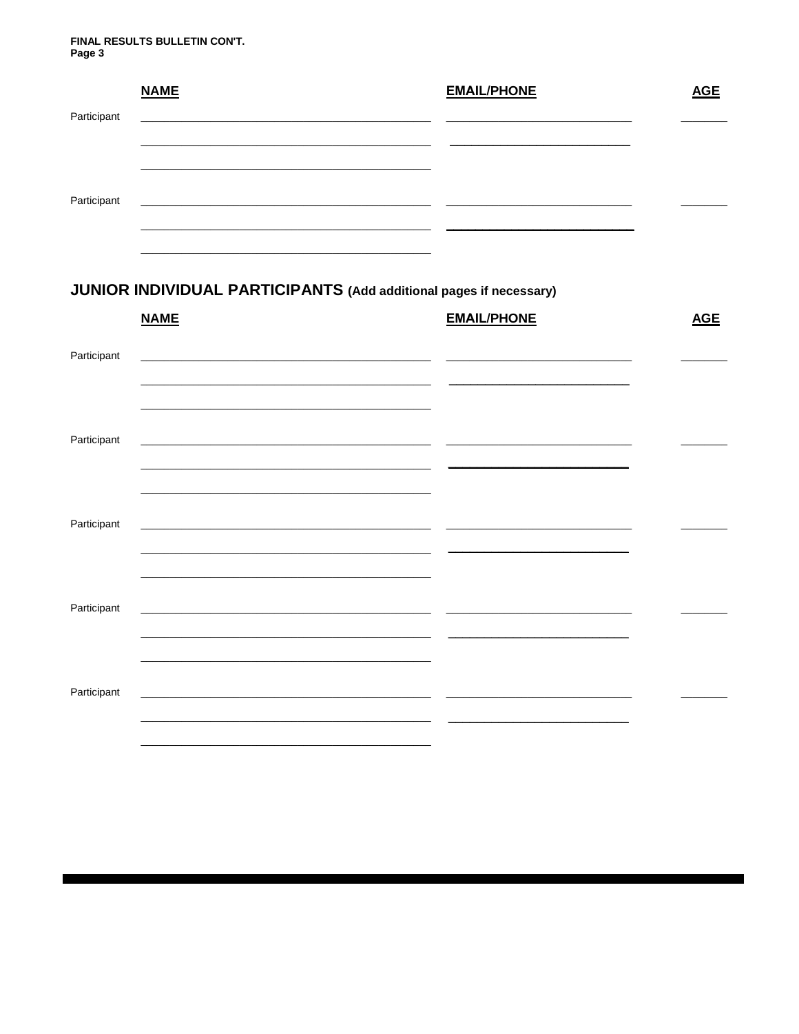**FINAL RESULTS BULLETIN CON'T.**
**Page 3**

| | NAME | EMAIL/PHONE | AGE |
|---|---|---|---|
| Participant | | | |
| | | | |
| | | | |
| Participant | | | |
| | | | |
| | | | |

## JUNIOR INDIVIDUAL PARTICIPANTS (Add additional pages if necessary)

| | NAME | EMAIL/PHONE | AGE |
|---|---|---|---|
| Participant | | | |
| | | | |
| | | | |
| Participant | | | |
| | | | |
| | | | |
| Participant | | | |
| | | | |
| | | | |
| Participant | | | |
| | | | |
| | | | |
| Participant | | | |
| | | | |
| | | | |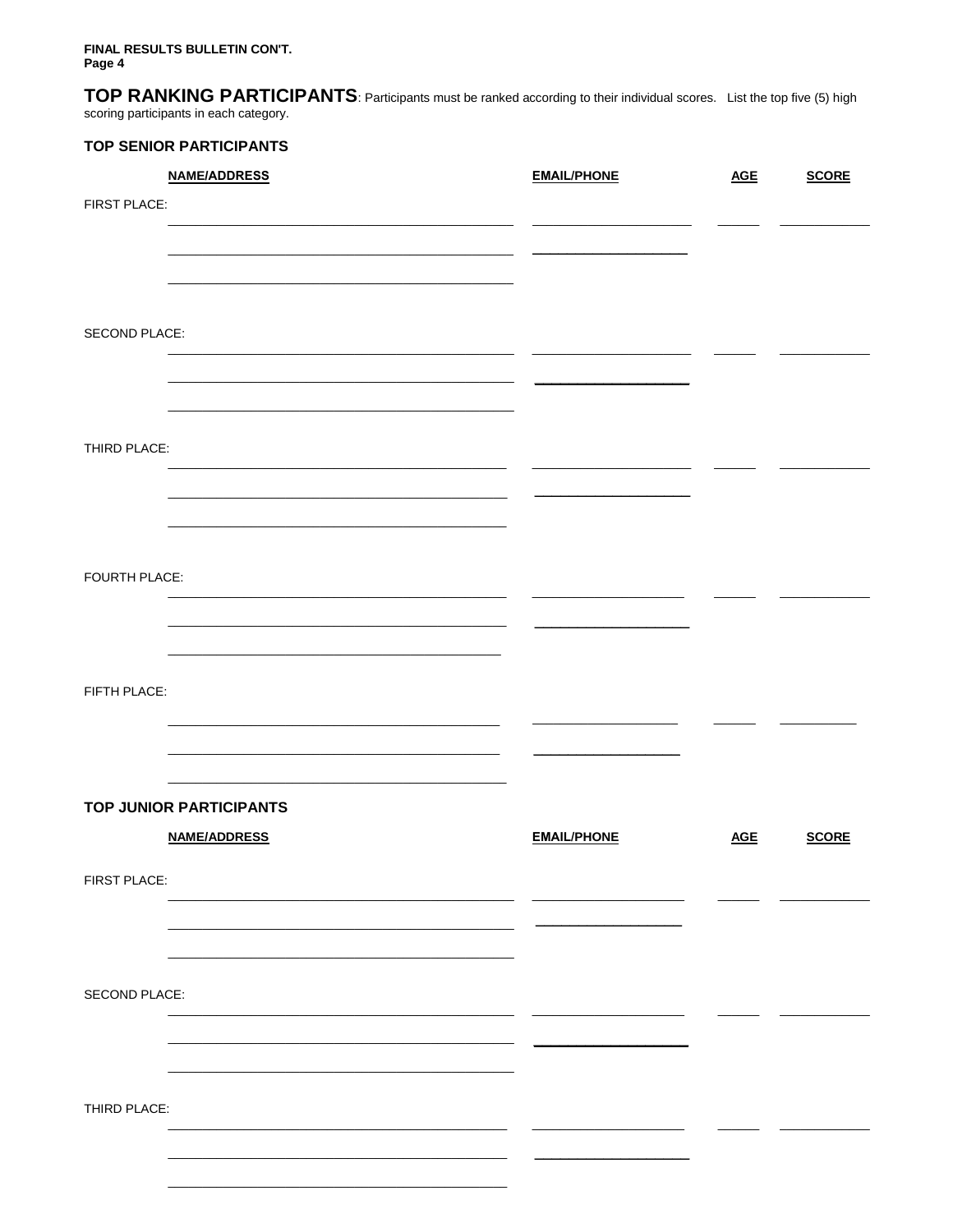**FINAL RESULTS BULLETIN CON'T.**
**Page 4**

**TOP RANKING PARTICIPANTS**: Participants must be ranked according to their individual scores. List the top five (5) high scoring participants in each category.

### TOP SENIOR PARTICIPANTS

| | NAME/ADDRESS | EMAIL/PHONE | AGE | SCORE |
|---|---|---|---|---|
| FIRST PLACE: | | | | |
| SECOND PLACE: | | | | |
| THIRD PLACE: | | | | |
| FOURTH PLACE: | | | | |
| FIFTH PLACE: | | | | |

### TOP JUNIOR PARTICIPANTS

| | NAME/ADDRESS | EMAIL/PHONE | AGE | SCORE |
|---|---|---|---|---|
| FIRST PLACE: | | | | |
| SECOND PLACE: | | | | |
| THIRD PLACE: | | | | |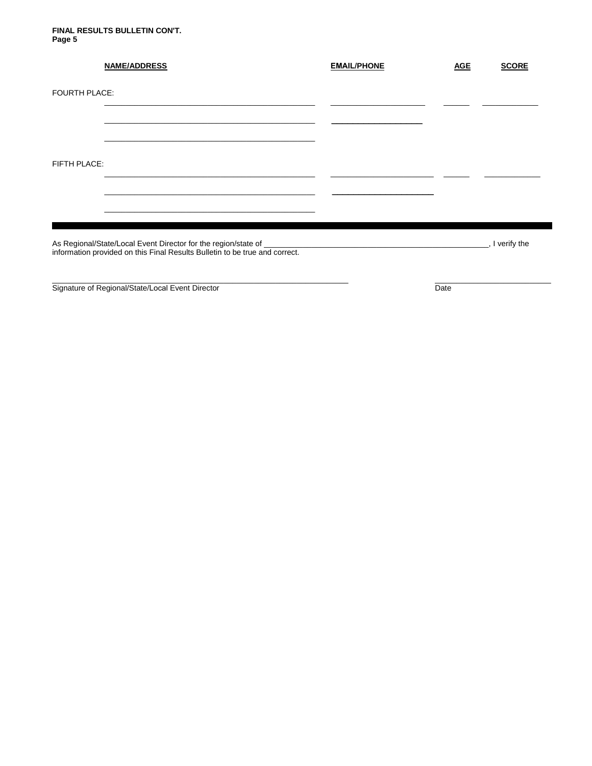**FINAL RESULTS BULLETIN CON'T.**
**Page 5**

| | NAME/ADDRESS | EMAIL/PHONE | AGE | SCORE |
|---|---|---|---|---|
| FOURTH PLACE: | \_\_\_\_\_\_\_\_\_\_\_\_\_\_\_\_\_\_\_\_\_\_\_\_\_\_\_\_\_\_ | \_\_\_\_\_\_\_\_\_\_\_\_\_\_\_\_ | \_\_\_\_ | \_\_\_\_\_\_\_\_ |
| | \_\_\_\_\_\_\_\_\_\_\_\_\_\_\_\_\_\_\_\_\_\_\_\_\_\_\_\_\_\_ | \_\_\_\_\_\_\_\_\_\_\_\_\_\_\_\_ | | |
| | \_\_\_\_\_\_\_\_\_\_\_\_\_\_\_\_\_\_\_\_\_\_\_\_\_\_\_\_\_\_ | | | |
| FIFTH PLACE: | \_\_\_\_\_\_\_\_\_\_\_\_\_\_\_\_\_\_\_\_\_\_\_\_\_\_\_\_\_\_ | \_\_\_\_\_\_\_\_\_\_\_\_\_\_\_\_ | \_\_\_\_ | \_\_\_\_\_\_\_\_ |
| | \_\_\_\_\_\_\_\_\_\_\_\_\_\_\_\_\_\_\_\_\_\_\_\_\_\_\_\_\_\_ | \_\_\_\_\_\_\_\_\_\_\_\_\_\_\_\_ | | |
| | \_\_\_\_\_\_\_\_\_\_\_\_\_\_\_\_\_\_\_\_\_\_\_\_\_\_\_\_\_\_ | | | |

---

As Regional/State/Local Event Director for the region/state of \_\_\_\_\_\_\_\_\_\_\_\_\_\_\_\_\_\_\_\_\_\_\_\_\_\_\_\_\_\_\_\_\_\_\_\_\_\_\_\_, I verify the information provided on this Final Results Bulletin to be true and correct.

\_\_\_\_\_\_\_\_\_\_\_\_\_\_\_\_\_\_\_\_\_\_\_\_\_\_\_\_\_\_\_\_\_\_\_\_\_\_\_\_\_\_\_\_ \_\_\_\_\_\_\_\_\_\_\_\_\_\_\_\_\_\_\_\_

Signature of Regional/State/Local Event Director Date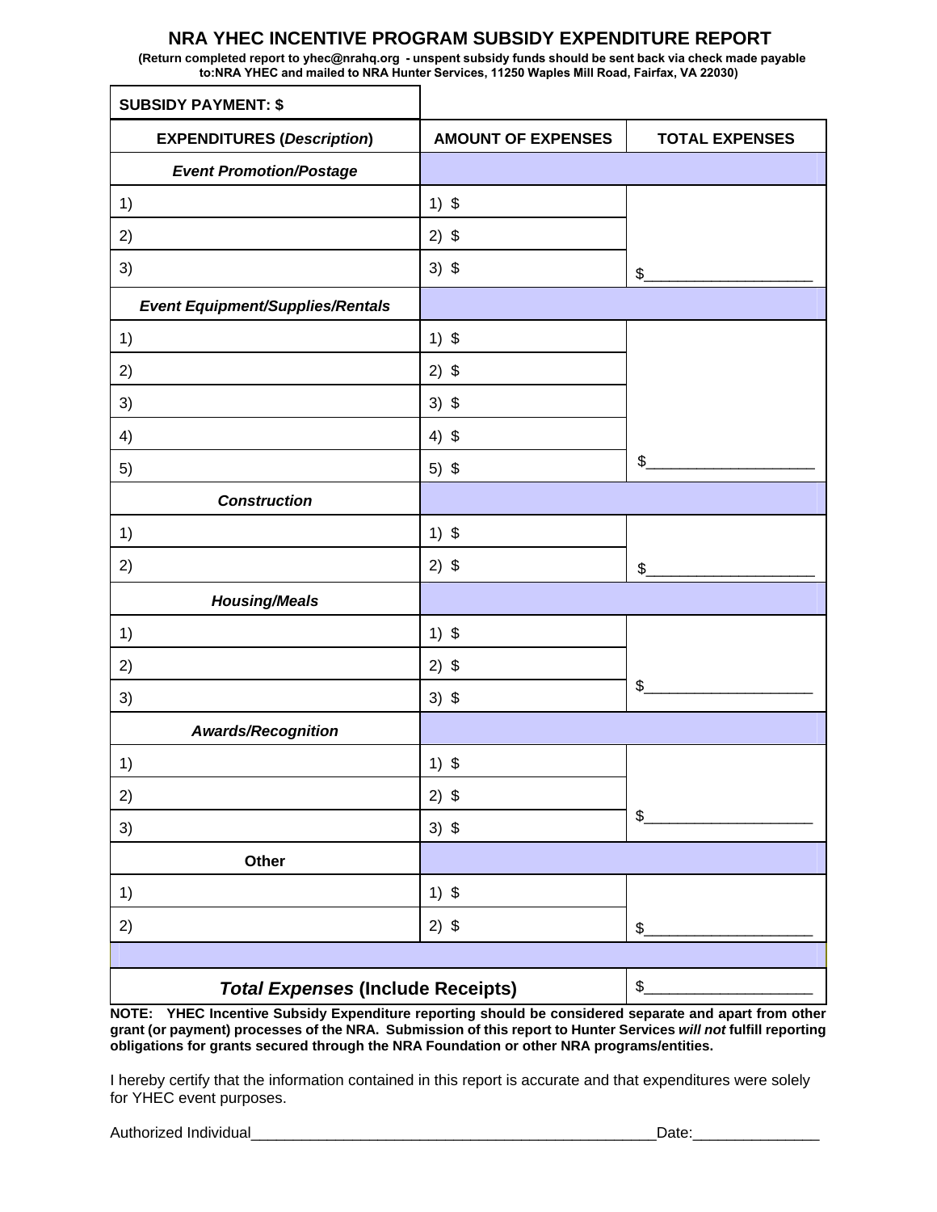# NRA YHEC INCENTIVE PROGRAM SUBSIDY EXPENDITURE REPORT

**(Return completed report to yhec@nrahq.org - unspent subsidy funds should be sent back via check made payable to:NRA YHEC and mailed to NRA Hunter Services, 11250 Waples Mill Road, Fairfax, VA 22030)**

| **SUBSIDY PAYMENT: $** | | |
|---|---|---|
| **EXPENDITURES (*Description*)** | **AMOUNT OF EXPENSES** | **TOTAL EXPENSES** |
| ***Event Promotion/Postage*** | | |
| 1) | 1) $ | |
| 2) | 2) $ | |
| 3) | 3) $ | $___________________ |
| ***Event Equipment/Supplies/Rentals*** | | |
| 1) | 1) $ | |
| 2) | 2) $ | |
| 3) | 3) $ | |
| 4) | 4) $ | |
| 5) | 5) $ | $___________________ |
| ***Construction*** | | |
| 1) | 1) $ | |
| 2) | 2) $ | $___________________ |
| ***Housing/Meals*** | | |
| 1) | 1) $ | |
| 2) | 2) $ | |
| 3) | 3) $ | $___________________ |
| ***Awards/Recognition*** | | |
| 1) | 1) $ | |
| 2) | 2) $ | |
| 3) | 3) $ | $___________________ |
| **Other** | | |
| 1) | 1) $ | |
| 2) | 2) $ | $___________________ |
| | | |
| ***Total Expenses* (Include Receipts)** | | $___________________ |

**NOTE: YHEC Incentive Subsidy Expenditure reporting should be considered separate and apart from other grant (or payment) processes of the NRA. Submission of this report to Hunter Services *will not* fulfill reporting obligations for grants secured through the NRA Foundation or other NRA programs/entities.**

I hereby certify that the information contained in this report is accurate and that expenditures were solely for YHEC event purposes.

Authorized Individual__________________________________________________Date:_______________